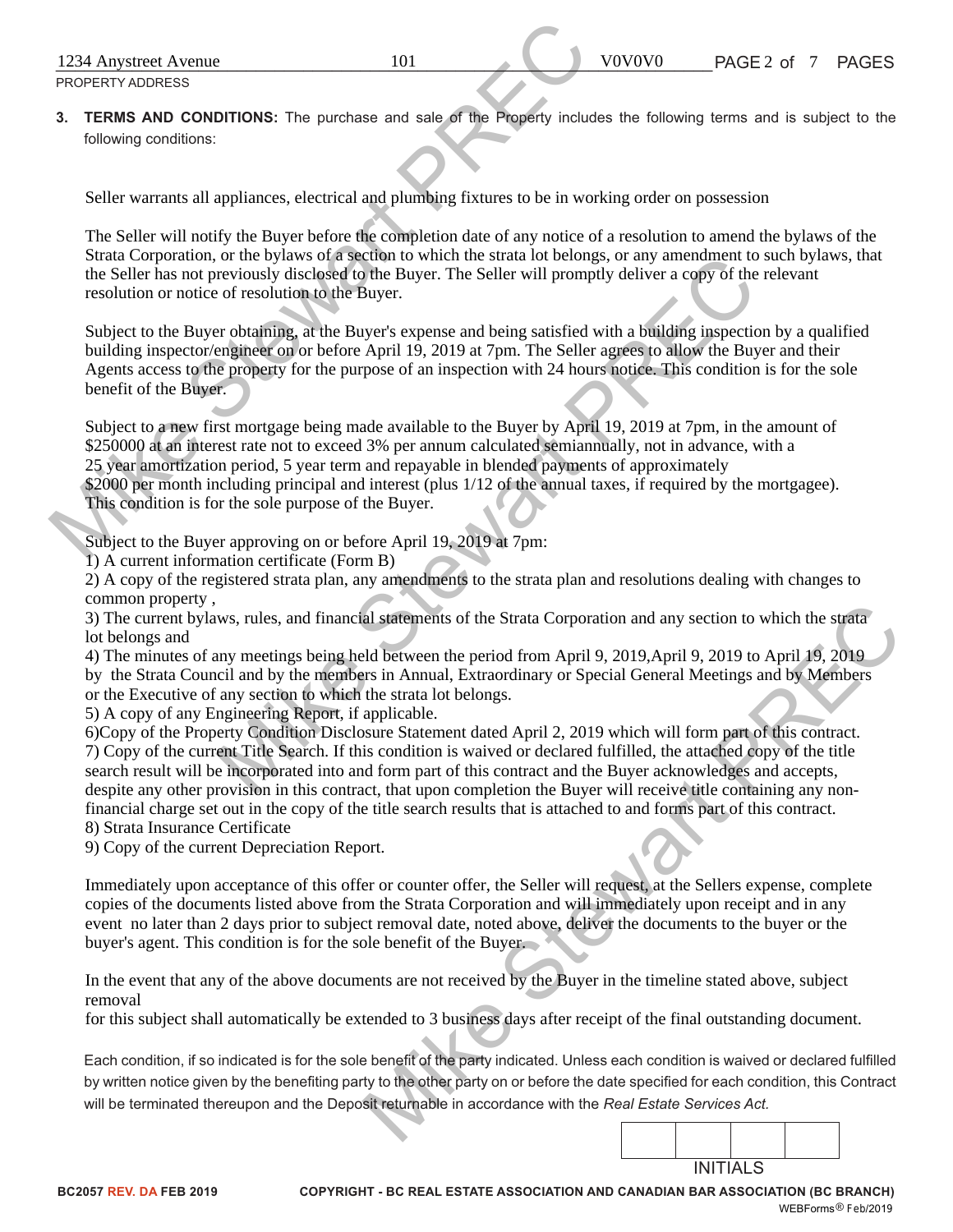1234 Anystreet Avenue 101 V0V0V0

PROPERTY ADDRESS

**3. TERMS AND CONDITIONS:** The purchase and sale of the Property includes the following terms and is subject to the following conditions:

Seller warrants all appliances, electrical and plumbing fixtures to be in working order on possession

The Seller will notify the Buyer before the completion date of any notice of a resolution to amend the bylaws of the Strata Corporation, or the bylaws of a section to which the strata lot belongs, or any amendment to such bylaws, that the Seller has not previously disclosed to the Buyer. The Seller will promptly deliver a copy of the relevant resolution or notice of resolution to the Buyer.

Subject to the Buyer obtaining, at the Buyer's expense and being satisfied with a building inspection by a qualified building inspector/engineer on or before April 19, 2019 at 7pm. The Seller agrees to allow the Buyer and their Agents access to the property for the purpose of an inspection with 24 hours notice. This condition is for the sole benefit of the Buyer.

Subject to a new first mortgage being made available to the Buyer by April 19, 2019 at 7pm, in the amount of $250000 at an interest rate not to exceed 3% per annum calculated semiannually, not in advance, with a 25 year amortization period, 5 year term and repayable in blended payments of approximately $2000 per month including principal and interest (plus 1/12 of the annual taxes, if required by the mortgagee). This condition is for the sole purpose of the Buyer.

Subject to the Buyer approving on or before April 19, 2019 at 7pm:
1) A current information certificate (Form B)
2) A copy of the registered strata plan, any amendments to the strata plan and resolutions dealing with changes to common property ,
3) The current bylaws, rules, and financial statements of the Strata Corporation and any section to which the strata lot belongs and
4) The minutes of any meetings being held between the period from April 9, 2019,April 9, 2019 to April 19, 2019 by the Strata Council and by the members in Annual, Extraordinary or Special General Meetings and by Members or the Executive of any section to which the strata lot belongs.
5) A copy of any Engineering Report, if applicable.
6)Copy of the Property Condition Disclosure Statement dated April 2, 2019 which will form part of this contract.
7) Copy of the current Title Search. If this condition is waived or declared fulfilled, the attached copy of the title search result will be incorporated into and form part of this contract and the Buyer acknowledges and accepts, despite any other provision in this contract, that upon completion the Buyer will receive title containing any non-financial charge set out in the copy of the title search results that is attached to and forms part of this contract.
8) Strata Insurance Certificate
9) Copy of the current Depreciation Report.

Immediately upon acceptance of this offer or counter offer, the Seller will request, at the Sellers expense, complete copies of the documents listed above from the Strata Corporation and will immediately upon receipt and in any event no later than 2 days prior to subject removal date, noted above, deliver the documents to the buyer or the buyer's agent. This condition is for the sole benefit of the Buyer.

In the event that any of the above documents are not received by the Buyer in the timeline stated above, subject removal
for this subject shall automatically be extended to 3 business days after receipt of the final outstanding document.

Each condition, if so indicated is for the sole benefit of the party indicated. Unless each condition is waived or declared fulfilled by written notice given by the benefiting party to the other party on or before the date specified for each condition, this Contract will be terminated thereupon and the Deposit returnable in accordance with the *Real Estate Services Act.*

| | | | |
|---|---|---|---|
| | | | |

INITIALS

BC2057 REV. DA FEB 2019 COPYRIGHT - BC REAL ESTATE ASSOCIATION AND CANADIAN BAR ASSOCIATION (BC BRANCH)

WEBForms® Feb/2019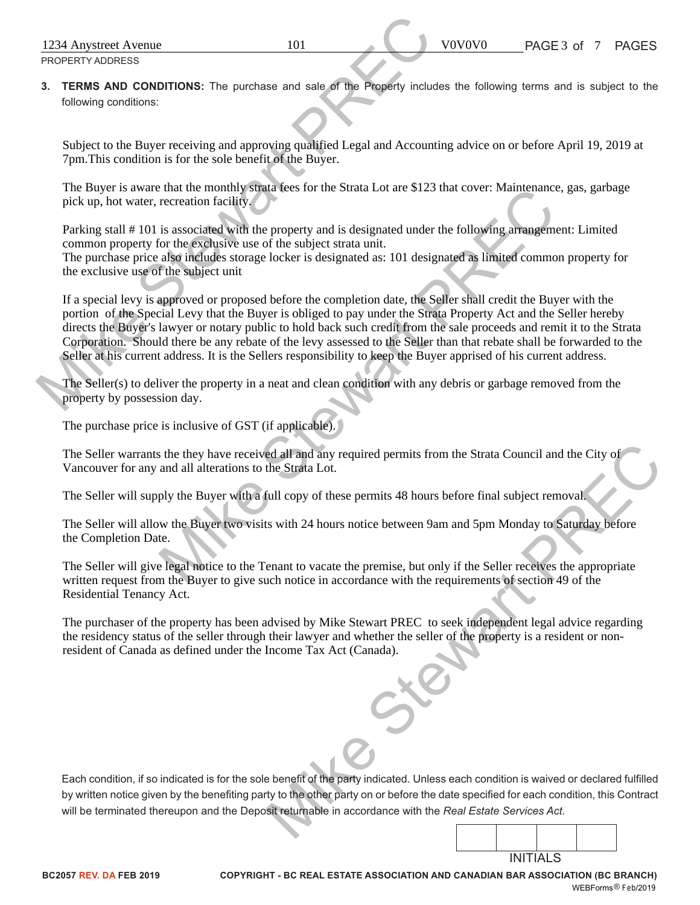1234 Anystreet Avenue 101 V0V0V0

PROPERTY ADDRESS

**3. TERMS AND CONDITIONS:** The purchase and sale of the Property includes the following terms and is subject to the following conditions:

Subject to the Buyer receiving and approving qualified Legal and Accounting advice on or before April 19, 2019 at 7pm.This condition is for the sole benefit of the Buyer.

The Buyer is aware that the monthly strata fees for the Strata Lot are $123 that cover: Maintenance, gas, garbage pick up, hot water, recreation facility.

Parking stall # 101 is associated with the property and is designated under the following arrangement: Limited common property for the exclusive use of the subject strata unit.
The purchase price also includes storage locker is designated as: 101 designated as limited common property for the exclusive use of the subject unit

If a special levy is approved or proposed before the completion date, the Seller shall credit the Buyer with the portion of the Special Levy that the Buyer is obliged to pay under the Strata Property Act and the Seller hereby directs the Buyer's lawyer or notary public to hold back such credit from the sale proceeds and remit it to the Strata Corporation. Should there be any rebate of the levy assessed to the Seller than that rebate shall be forwarded to the Seller at his current address. It is the Sellers responsibility to keep the Buyer apprised of his current address.

The Seller(s) to deliver the property in a neat and clean condition with any debris or garbage removed from the property by possession day.

The purchase price is inclusive of GST (if applicable).

The Seller warrants the they have received all and any required permits from the Strata Council and the City of Vancouver for any and all alterations to the Strata Lot.

The Seller will supply the Buyer with a full copy of these permits 48 hours before final subject removal.

The Seller will allow the Buyer two visits with 24 hours notice between 9am and 5pm Monday to Saturday before the Completion Date.

The Seller will give legal notice to the Tenant to vacate the premise, but only if the Seller receives the appropriate written request from the Buyer to give such notice in accordance with the requirements of section 49 of the Residential Tenancy Act.

The purchaser of the property has been advised by Mike Stewart PREC to seek independent legal advice regarding the residency status of the seller through their lawyer and whether the seller of the property is a resident or non-resident of Canada as defined under the Income Tax Act (Canada).

Each condition, if so indicated is for the sole benefit of the party indicated. Unless each condition is waived or declared fulfilled by written notice given by the benefiting party to the other party on or before the date specified for each condition, this Contract will be terminated thereupon and the Deposit returnable in accordance with the *Real Estate Services Act.*

| | | | |
|---|---|---|---|
| | | | |

INITIALS

BC2057 REV. DA FEB 2019 COPYRIGHT - BC REAL ESTATE ASSOCIATION AND CANADIAN BAR ASSOCIATION (BC BRANCH)

WEBForms® Feb/2019